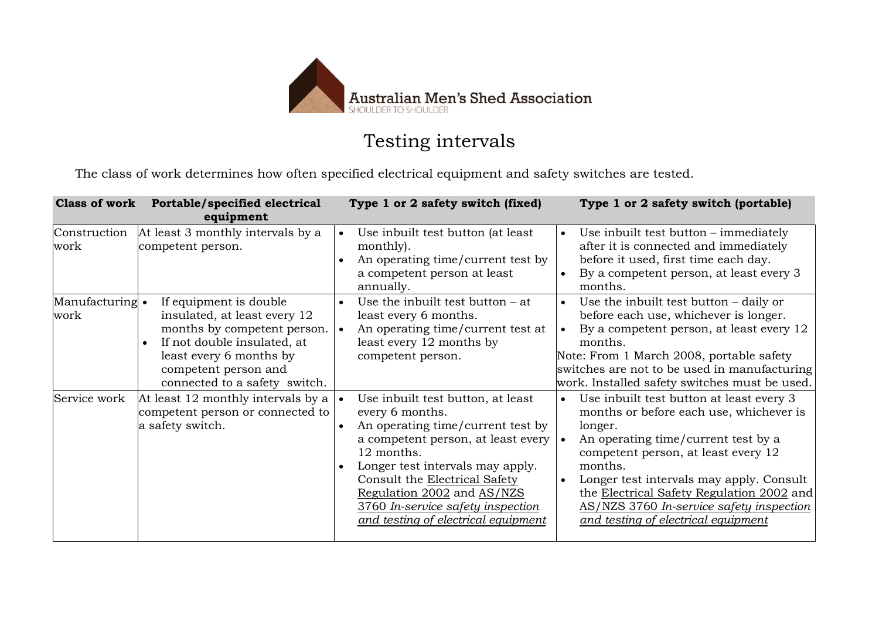Australian Men's Shed Association
SHOULDER TO SHOULDER

# Testing intervals

The class of work determines how often specified electrical equipment and safety switches are tested.

| Class of work | Portable/specified electrical equipment | Type 1 or 2 safety switch (fixed) | Type 1 or 2 safety switch (portable) |
|---|---|---|---|
| Construction work | At least 3 monthly intervals by a competent person. | • Use inbuilt test button (at least monthly).<br>• An operating time/current test by a competent person at least annually. | • Use inbuilt test button – immediately after it is connected and immediately before it used, first time each day.<br>• By a competent person, at least every 3 months. |
| Manufacturing work | • If equipment is double insulated, at least every 12 months by competent person.<br>• If not double insulated, at least every 6 months by competent person and connected to a safety switch. | • Use the inbuilt test button – at least every 6 months.<br>• An operating time/current test at least every 12 months by competent person. | • Use the inbuilt test button – daily or before each use, whichever is longer.<br>• By a competent person, at least every 12 months.<br>Note: From 1 March 2008, portable safety switches are not to be used in manufacturing work. Installed safety switches must be used. |
| Service work | At least 12 monthly intervals by a competent person or connected to a safety switch. | • Use inbuilt test button, at least every 6 months.<br>• An operating time/current test by a competent person, at least every 12 months.<br>• Longer test intervals may apply. Consult the Electrical Safety Regulation 2002 and AS/NZS 3760 *In-service safety inspection and testing of electrical equipment* | • Use inbuilt test button at least every 3 months or before each use, whichever is longer.<br>• An operating time/current test by a competent person, at least every 12 months.<br>• Longer test intervals may apply. Consult the Electrical Safety Regulation 2002 and AS/NZS 3760 *In-service safety inspection and testing of electrical equipment* |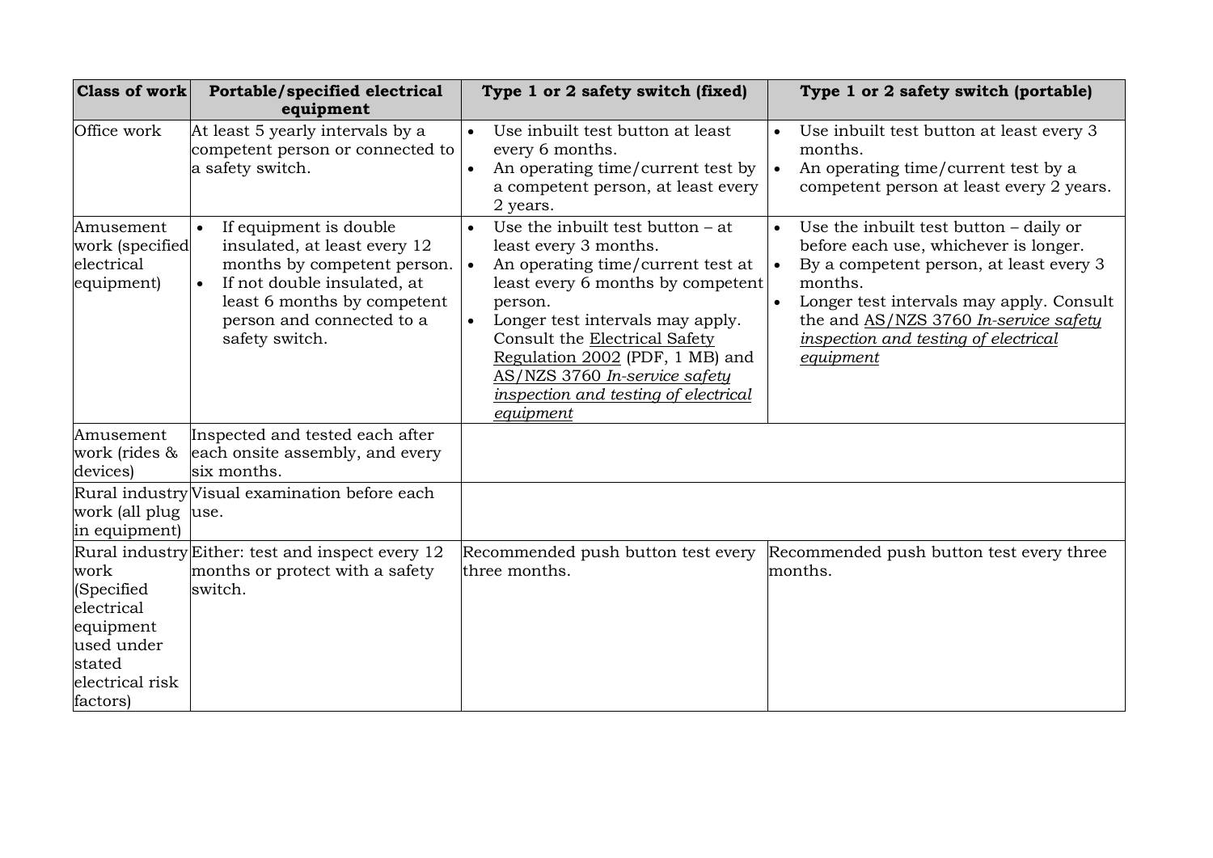| Class of work | Portable/specified electrical equipment | Type 1 or 2 safety switch (fixed) | Type 1 or 2 safety switch (portable) |
|---|---|---|---|
| Office work | At least 5 yearly intervals by a competent person or connected to a safety switch. | • Use inbuilt test button at least every 6 months.<br>• An operating time/current test by a competent person, at least every 2 years. | • Use inbuilt test button at least every 3 months.<br>• An operating time/current test by a competent person at least every 2 years. |
| Amusement work (specified electrical equipment) | • If equipment is double insulated, at least every 12 months by competent person.<br>• If not double insulated, at least 6 months by competent person and connected to a safety switch. | • Use the inbuilt test button – at least every 3 months.<br>• An operating time/current test at least every 6 months by competent person.<br>• Longer test intervals may apply. Consult the Electrical Safety Regulation 2002 (PDF, 1 MB) and AS/NZS 3760 *In-service safety inspection and testing of electrical equipment* | • Use the inbuilt test button – daily or before each use, whichever is longer.<br>• By a competent person, at least every 3 months.<br>• Longer test intervals may apply. Consult the and AS/NZS 3760 *In-service safety inspection and testing of electrical equipment* |
| Amusement work (rides & devices) | Inspected and tested each after each onsite assembly, and every six months. | | |
| Rural industry work (all plug in equipment) | Visual examination before each use. | | |
| Rural industry work (Specified electrical equipment used under stated electrical risk factors) | Either: test and inspect every 12 months or protect with a safety switch. | Recommended push button test every three months. | Recommended push button test every three months. |